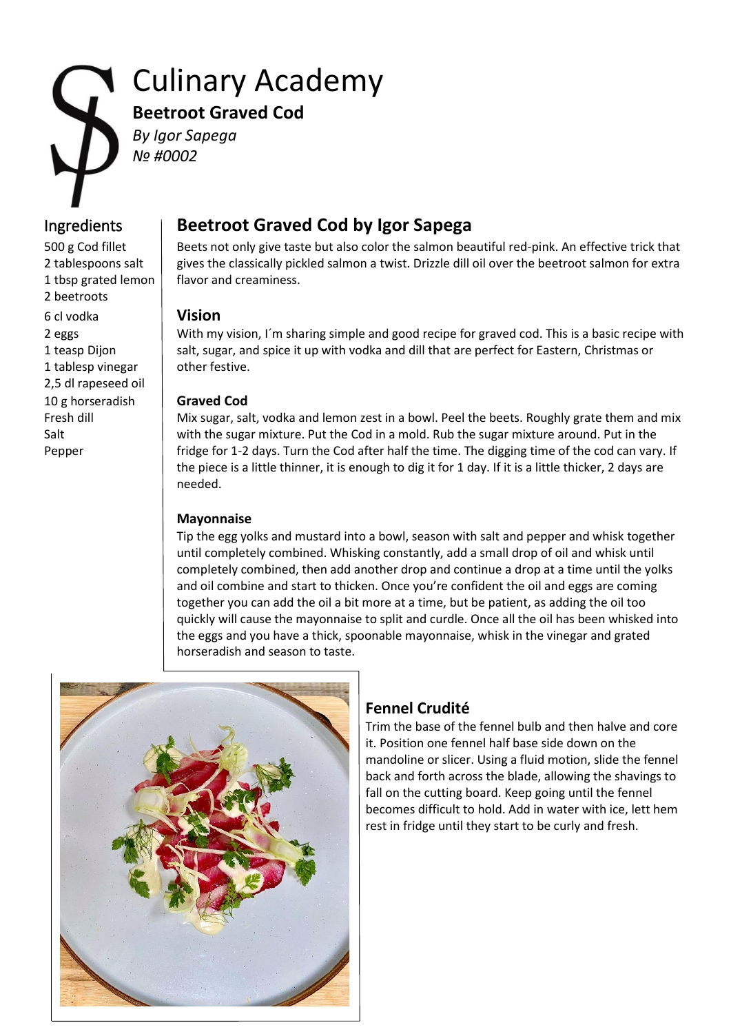# Culinary Academy

**Beetroot Graved Cod**

*By Igor Sapega*

*№ #0002*

## Ingredients

500 g Cod fillet
2 tablespoons salt
1 tbsp grated lemon
2 beetroots
6 cl vodka
2 eggs
1 teasp Dijon
1 tablesp vinegar
2,5 dl rapeseed oil
10 g horseradish
Fresh dill
Salt
Pepper

## Beetroot Graved Cod by Igor Sapega

Beets not only give taste but also color the salmon beautiful red-pink. An effective trick that gives the classically pickled salmon a twist. Drizzle dill oil over the beetroot salmon for extra flavor and creaminess.

## Vision

With my vision, I´m sharing simple and good recipe for graved cod. This is a basic recipe with salt, sugar, and spice it up with vodka and dill that are perfect for Eastern, Christmas or other festive.

### Graved Cod

Mix sugar, salt, vodka and lemon zest in a bowl. Peel the beets. Roughly grate them and mix with the sugar mixture. Put the Cod in a mold. Rub the sugar mixture around. Put in the fridge for 1-2 days. Turn the Cod after half the time. The digging time of the cod can vary. If the piece is a little thinner, it is enough to dig it for 1 day. If it is a little thicker, 2 days are needed.

### Mayonnaise

Tip the egg yolks and mustard into a bowl, season with salt and pepper and whisk together until completely combined. Whisking constantly, add a small drop of oil and whisk until completely combined, then add another drop and continue a drop at a time until the yolks and oil combine and start to thicken. Once you're confident the oil and eggs are coming together you can add the oil a bit more at a time, but be patient, as adding the oil too quickly will cause the mayonnaise to split and curdle. Once all the oil has been whisked into the eggs and you have a thick, spoonable mayonnaise, whisk in the vinegar and grated horseradish and season to taste.

## Fennel Crudité

Trim the base of the fennel bulb and then halve and core it. Position one fennel half base side down on the mandoline or slicer. Using a fluid motion, slide the fennel back and forth across the blade, allowing the shavings to fall on the cutting board. Keep going until the fennel becomes difficult to hold. Add in water with ice, lett hem rest in fridge until they start to be curly and fresh.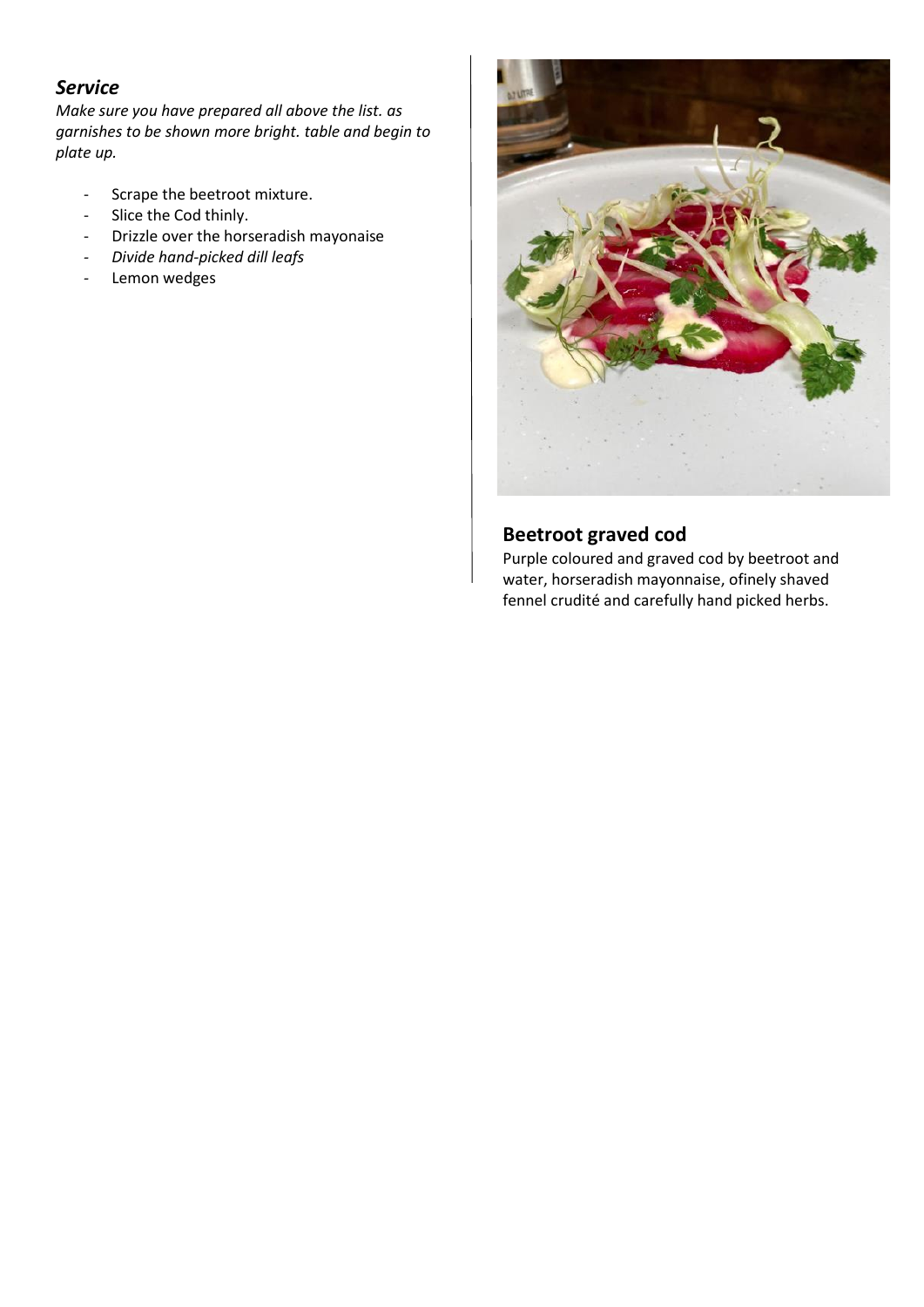## *Service*

*Make sure you have prepared all above the list. as garnishes to be shown more bright. table and begin to plate up.*

- Scrape the beetroot mixture.
- Slice the Cod thinly.
- Drizzle over the horseradish mayonaise
- *Divide hand-picked dill leafs*
- Lemon wedges

## Beetroot graved cod

Purple coloured and graved cod by beetroot and water, horseradish mayonnaise, ofinely shaved fennel crudité and carefully hand picked herbs.